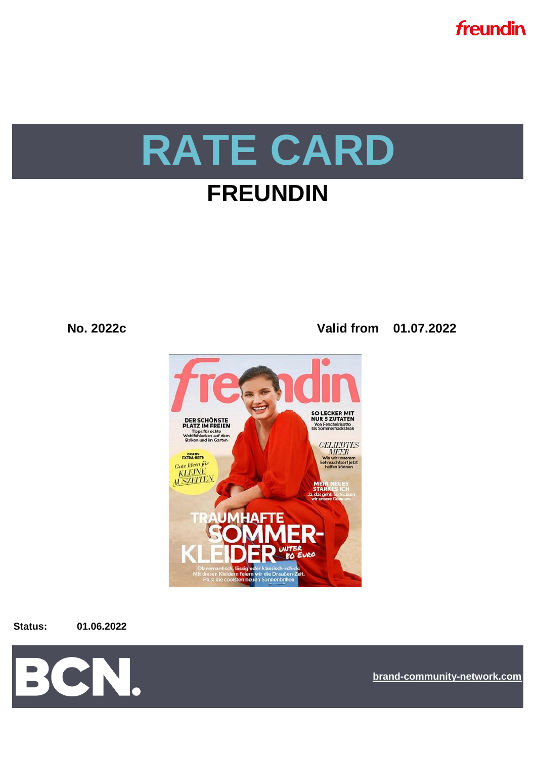freundin

# RATE CARD

## FREUNDIN

**No. 2022c** **Valid from 01.07.2022**

**Status:** **01.06.2022**

BCN.

brand-community-network.com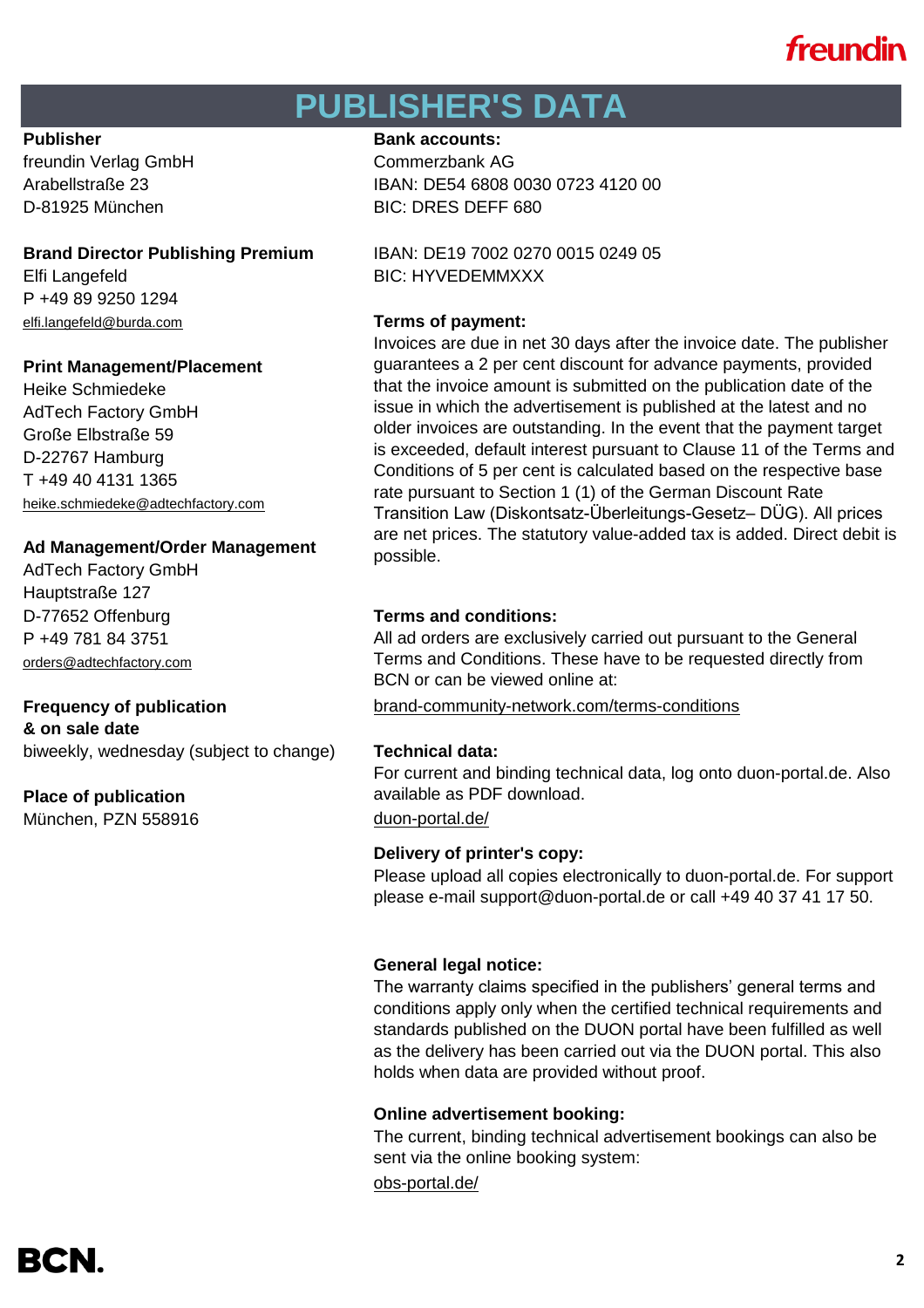# PUBLISHER'S DATA

**Publisher**
freundin Verlag GmbH
Arabellstraße 23
D-81925 München

**Brand Director Publishing Premium**
Elfi Langefeld
P +49 89 9250 1294
elfi.langefeld@burda.com

**Print Management/Placement**
Heike Schmiedeke
AdTech Factory GmbH
Große Elbstraße 59
D-22767 Hamburg
T +49 40 4131 1365
heike.schmiedeke@adtechfactory.com

**Ad Management/Order Management**
AdTech Factory GmbH
Hauptstraße 127
D-77652 Offenburg
P +49 781 84 3751
orders@adtechfactory.com

**Frequency of publication & on sale date**
biweekly, wednesday (subject to change)

**Place of publication**
München, PZN 558916

**Bank accounts:**
Commerzbank AG
IBAN: DE54 6808 0030 0723 4120 00
BIC: DRES DEFF 680

IBAN: DE19 7002 0270 0015 0249 05
BIC: HYVEDEMMXXX

**Terms of payment:**
Invoices are due in net 30 days after the invoice date. The publisher guarantees a 2 per cent discount for advance payments, provided that the invoice amount is submitted on the publication date of the issue in which the advertisement is published at the latest and no older invoices are outstanding. In the event that the payment target is exceeded, default interest pursuant to Clause 11 of the Terms and Conditions of 5 per cent is calculated based on the respective base rate pursuant to Section 1 (1) of the German Discount Rate Transition Law (Diskontsatz-Überleitungs-Gesetz– DÜG). All prices are net prices. The statutory value-added tax is added. Direct debit is possible.

**Terms and conditions:**
All ad orders are exclusively carried out pursuant to the General Terms and Conditions. These have to be requested directly from BCN or can be viewed online at:
brand-community-network.com/terms-conditions

**Technical data:**
For current and binding technical data, log onto duon-portal.de. Also available as PDF download.
duon-portal.de/

**Delivery of printer's copy:**
Please upload all copies electronically to duon-portal.de. For support please e-mail support@duon-portal.de or call +49 40 37 41 17 50.

**General legal notice:**
The warranty claims specified in the publishers' general terms and conditions apply only when the certified technical requirements and standards published on the DUON portal have been fulfilled as well as the delivery has been carried out via the DUON portal. This also holds when data are provided without proof.

**Online advertisement booking:**
The current, binding technical advertisement bookings can also be sent via the online booking system:
obs-portal.de/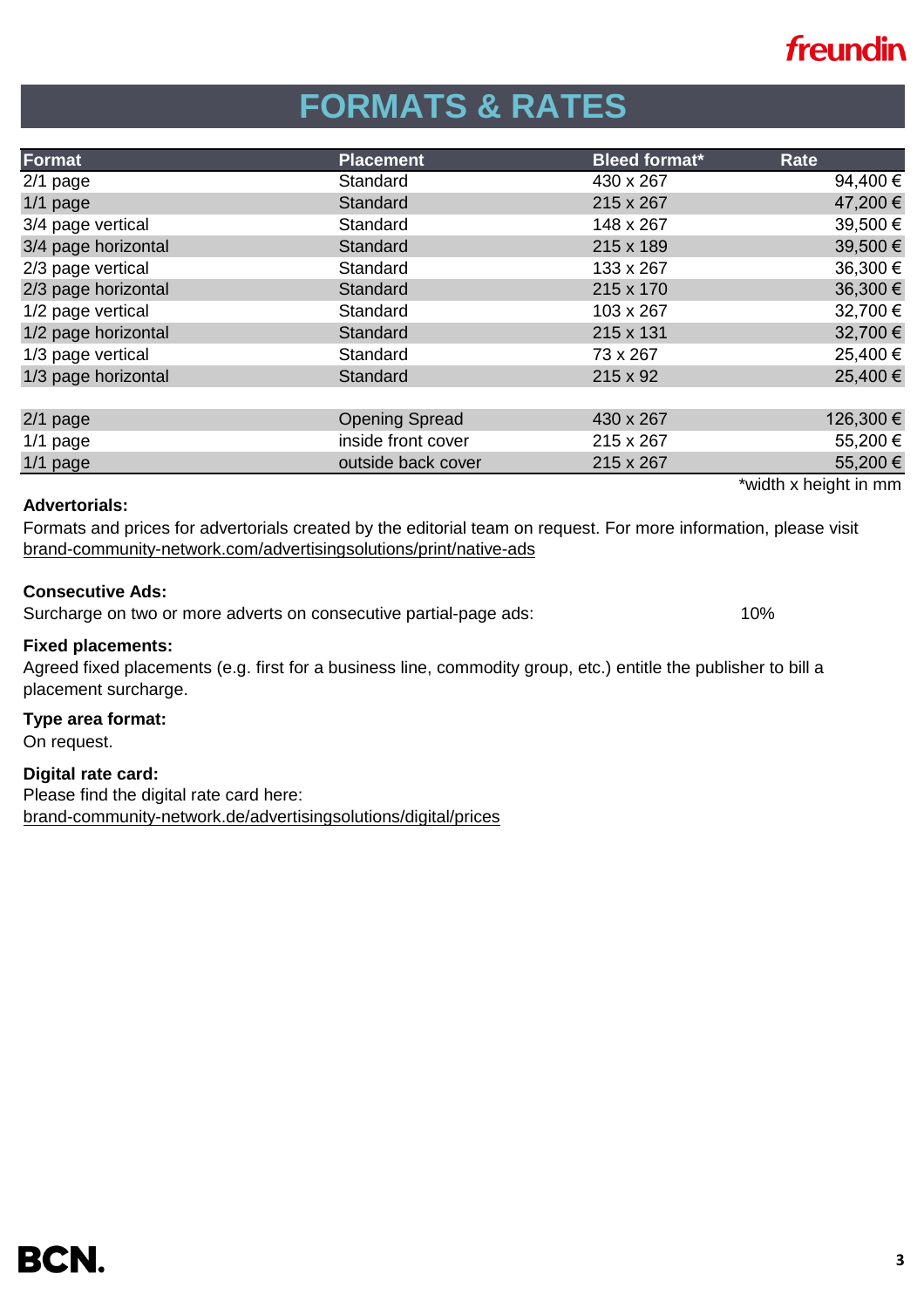# FORMATS & RATES

| Format | Placement | Bleed format* | Rate |
|---|---|---|---|
| 2/1 page | Standard | 430 x 267 | 94,400 € |
| 1/1 page | Standard | 215 x 267 | 47,200 € |
| 3/4 page vertical | Standard | 148 x 267 | 39,500 € |
| 3/4 page horizontal | Standard | 215 x 189 | 39,500 € |
| 2/3 page vertical | Standard | 133 x 267 | 36,300 € |
| 2/3 page horizontal | Standard | 215 x 170 | 36,300 € |
| 1/2 page vertical | Standard | 103 x 267 | 32,700 € |
| 1/2 page horizontal | Standard | 215 x 131 | 32,700 € |
| 1/3 page vertical | Standard | 73 x 267 | 25,400 € |
| 1/3 page horizontal | Standard | 215 x 92 | 25,400 € |
| | | | |
| 2/1 page | Opening Spread | 430 x 267 | 126,300 € |
| 1/1 page | inside front cover | 215 x 267 | 55,200 € |
| 1/1 page | outside back cover | 215 x 267 | 55,200 € |

*width x height in mm

**Advertorials:**
Formats and prices for advertorials created by the editorial team on request. For more information, please visit brand-community-network.com/advertisingsolutions/print/native-ads

**Consecutive Ads:**
Surcharge on two or more adverts on consecutive partial-page ads: 10%

**Fixed placements:**
Agreed fixed placements (e.g. first for a business line, commodity group, etc.) entitle the publisher to bill a placement surcharge.

**Type area format:**
On request.

**Digital rate card:**
Please find the digital rate card here:
brand-community-network.de/advertisingsolutions/digital/prices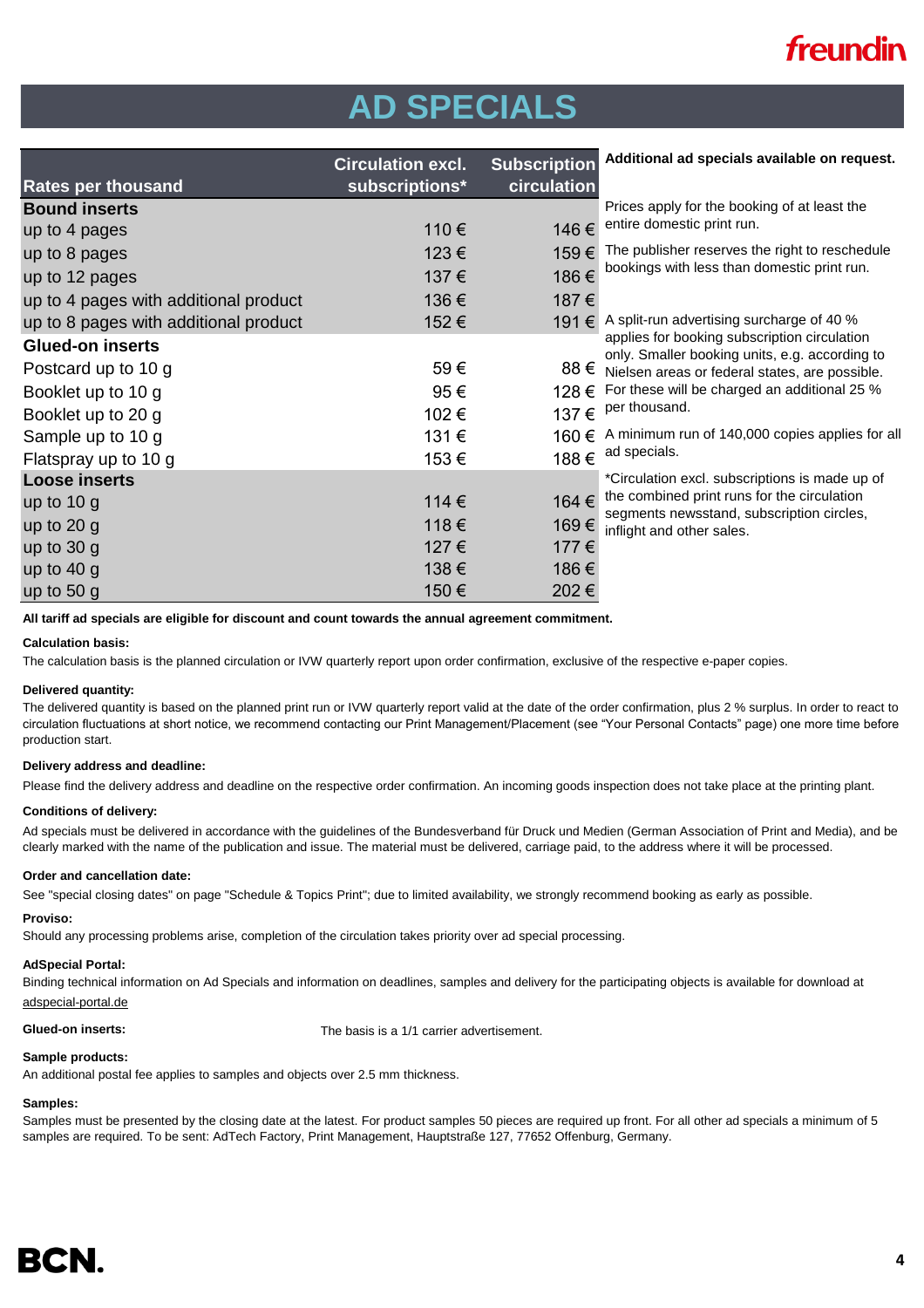# AD SPECIALS

| Rates per thousand | Circulation excl. subscriptions* | Subscription circulation |
|---|---|---|
| **Bound inserts** | | |
| up to 4 pages | 110 € | 146 € |
| up to 8 pages | 123 € | 159 € |
| up to 12 pages | 137 € | 186 € |
| up to 4 pages with additional product | 136 € | 187 € |
| up to 8 pages with additional product | 152 € | 191 € |
| **Glued-on inserts** | | |
| Postcard up to 10 g | 59 € | 88 € |
| Booklet up to 10 g | 95 € | 128 € |
| Booklet up to 20 g | 102 € | 137 € |
| Sample up to 10 g | 131 € | 160 € |
| Flatspray up to 10 g | 153 € | 188 € |
| **Loose inserts** | | |
| up to 10 g | 114 € | 164 € |
| up to 20 g | 118 € | 169 € |
| up to 30 g | 127 € | 177 € |
| up to 40 g | 138 € | 186 € |
| up to 50 g | 150 € | 202 € |

**Additional ad specials available on request.**

Prices apply for the booking of at least the entire domestic print run.

The publisher reserves the right to reschedule bookings with less than domestic print run.

A split-run advertising surcharge of 40 % applies for booking subscription circulation only. Smaller booking units, e.g. according to Nielsen areas or federal states, are possible. For these will be charged an additional 25 % per thousand.

A minimum run of 140,000 copies applies for all ad specials.

*Circulation excl. subscriptions is made up of the combined print runs for the circulation segments newsstand, subscription circles, inflight and other sales.

**All tariff ad specials are eligible for discount and count towards the annual agreement commitment.**

**Calculation basis:**
The calculation basis is the planned circulation or IVW quarterly report upon order confirmation, exclusive of the respective e-paper copies.

**Delivered quantity:**
The delivered quantity is based on the planned print run or IVW quarterly report valid at the date of the order confirmation, plus 2 % surplus. In order to react to circulation fluctuations at short notice, we recommend contacting our Print Management/Placement (see "Your Personal Contacts" page) one more time before production start.

**Delivery address and deadline:**
Please find the delivery address and deadline on the respective order confirmation. An incoming goods inspection does not take place at the printing plant.

**Conditions of delivery:**
Ad specials must be delivered in accordance with the guidelines of the Bundesverband für Druck und Medien (German Association of Print and Media), and be clearly marked with the name of the publication and issue. The material must be delivered, carriage paid, to the address where it will be processed.

**Order and cancellation date:**
See "special closing dates" on page "Schedule & Topics Print"; due to limited availability, we strongly recommend booking as early as possible.

**Proviso:**
Should any processing problems arise, completion of the circulation takes priority over ad special processing.

**AdSpecial Portal:**
Binding technical information on Ad Specials and information on deadlines, samples and delivery for the participating objects is available for download at adspecial-portal.de

**Glued-on inserts:** The basis is a 1/1 carrier advertisement.

**Sample products:**
An additional postal fee applies to samples and objects over 2.5 mm thickness.

**Samples:**
Samples must be presented by the closing date at the latest. For product samples 50 pieces are required up front. For all other ad specials a minimum of 5 samples are required. To be sent: AdTech Factory, Print Management, Hauptstraße 127, 77652 Offenburg, Germany.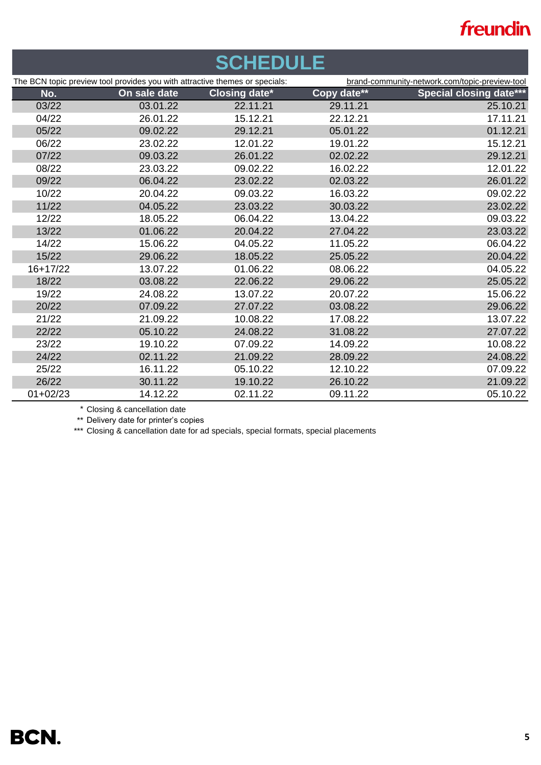# SCHEDULE

The BCN topic preview tool provides you with attractive themes or specials: brand-community-network.com/topic-preview-tool

| No. | On sale date | Closing date* | Copy date** | Special closing date*** |
|---|---|---|---|---|
| 03/22 | 03.01.22 | 22.11.21 | 29.11.21 | 25.10.21 |
| 04/22 | 26.01.22 | 15.12.21 | 22.12.21 | 17.11.21 |
| 05/22 | 09.02.22 | 29.12.21 | 05.01.22 | 01.12.21 |
| 06/22 | 23.02.22 | 12.01.22 | 19.01.22 | 15.12.21 |
| 07/22 | 09.03.22 | 26.01.22 | 02.02.22 | 29.12.21 |
| 08/22 | 23.03.22 | 09.02.22 | 16.02.22 | 12.01.22 |
| 09/22 | 06.04.22 | 23.02.22 | 02.03.22 | 26.01.22 |
| 10/22 | 20.04.22 | 09.03.22 | 16.03.22 | 09.02.22 |
| 11/22 | 04.05.22 | 23.03.22 | 30.03.22 | 23.02.22 |
| 12/22 | 18.05.22 | 06.04.22 | 13.04.22 | 09.03.22 |
| 13/22 | 01.06.22 | 20.04.22 | 27.04.22 | 23.03.22 |
| 14/22 | 15.06.22 | 04.05.22 | 11.05.22 | 06.04.22 |
| 15/22 | 29.06.22 | 18.05.22 | 25.05.22 | 20.04.22 |
| 16+17/22 | 13.07.22 | 01.06.22 | 08.06.22 | 04.05.22 |
| 18/22 | 03.08.22 | 22.06.22 | 29.06.22 | 25.05.22 |
| 19/22 | 24.08.22 | 13.07.22 | 20.07.22 | 15.06.22 |
| 20/22 | 07.09.22 | 27.07.22 | 03.08.22 | 29.06.22 |
| 21/22 | 21.09.22 | 10.08.22 | 17.08.22 | 13.07.22 |
| 22/22 | 05.10.22 | 24.08.22 | 31.08.22 | 27.07.22 |
| 23/22 | 19.10.22 | 07.09.22 | 14.09.22 | 10.08.22 |
| 24/22 | 02.11.22 | 21.09.22 | 28.09.22 | 24.08.22 |
| 25/22 | 16.11.22 | 05.10.22 | 12.10.22 | 07.09.22 |
| 26/22 | 30.11.22 | 19.10.22 | 26.10.22 | 21.09.22 |
| 01+02/23 | 14.12.22 | 02.11.22 | 09.11.22 | 05.10.22 |

\* Closing & cancellation date

** Delivery date for printer's copies

*** Closing & cancellation date for ad specials, special formats, special placements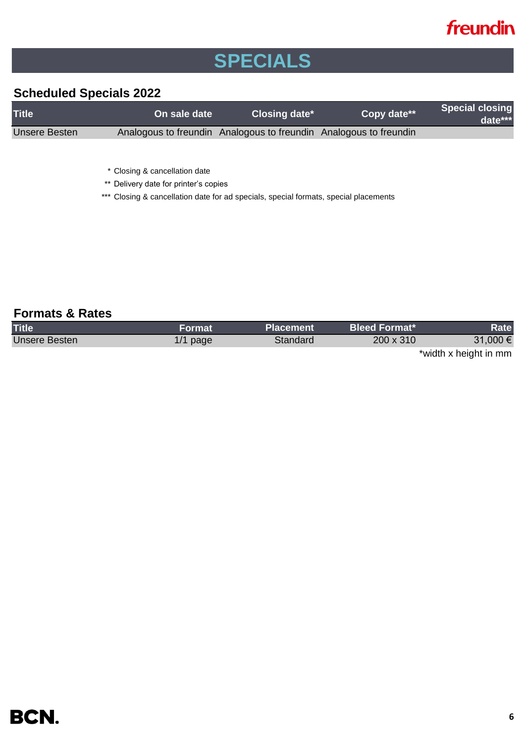# SPECIALS

## Scheduled Specials 2022

| Title | On sale date | Closing date* | Copy date** | Special closing date*** |
|---|---|---|---|---|
| Unsere Besten | Analogous to freundin | Analogous to freundin | Analogous to freundin | |

\* Closing & cancellation date
\** Delivery date for printer's copies
\*** Closing & cancellation date for ad specials, special formats, special placements

## Formats & Rates

| Title | Format | Placement | Bleed Format* | Rate |
|---|---|---|---|---|
| Unsere Besten | 1/1 page | Standard | 200 x 310 | 31,000 € |

*width x height in mm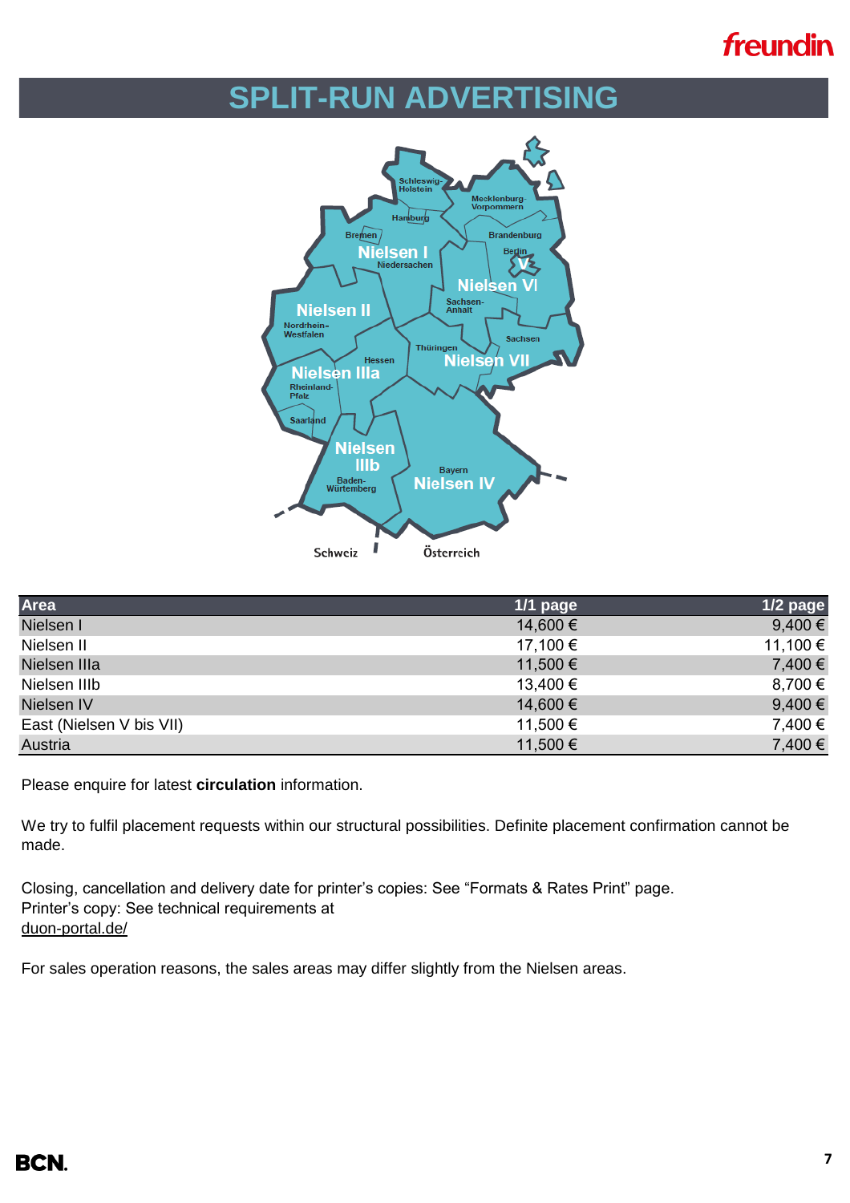# SPLIT-RUN ADVERTISING

| Area | 1/1 page | 1/2 page |
|---|---|---|
| Nielsen I | 14,600 € | 9,400 € |
| Nielsen II | 17,100 € | 11,100 € |
| Nielsen IIIa | 11,500 € | 7,400 € |
| Nielsen IIIb | 13,400 € | 8,700 € |
| Nielsen IV | 14,600 € | 9,400 € |
| East (Nielsen V bis VII) | 11,500 € | 7,400 € |
| Austria | 11,500 € | 7,400 € |

Please enquire for latest **circulation** information.

We try to fulfil placement requests within our structural possibilities. Definite placement confirmation cannot be made.

Closing, cancellation and delivery date for printer's copies: See "Formats & Rates Print" page.
Printer's copy: See technical requirements at
duon-portal.de/

For sales operation reasons, the sales areas may differ slightly from the Nielsen areas.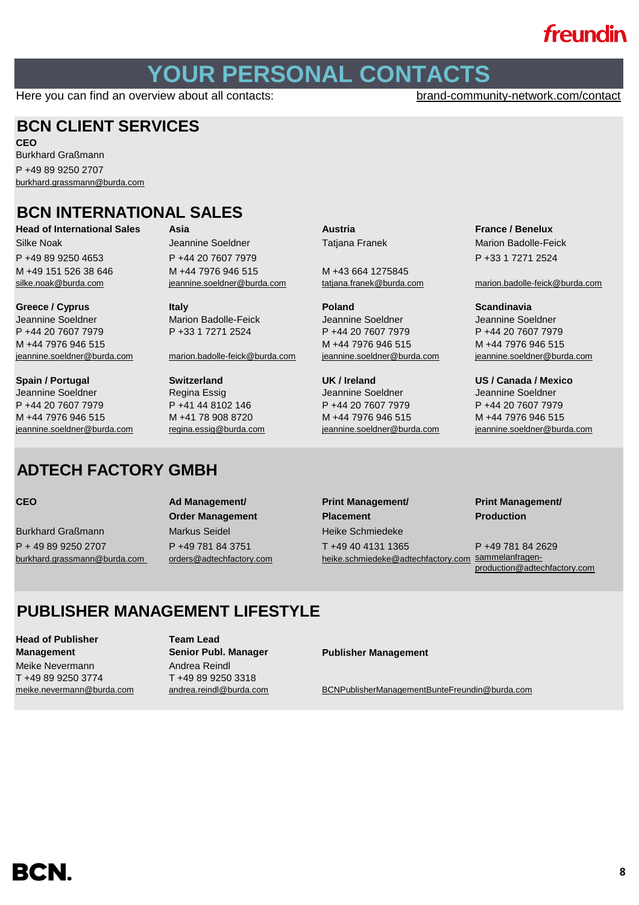# YOUR PERSONAL CONTACTS

Here you can find an overview about all contacts: brand-community-network.com/contact

## BCN CLIENT SERVICES

**CEO**
Burkhard Graßmann
P +49 89 9250 2707
burkhard.grassmann@burda.com

## BCN INTERNATIONAL SALES

**Head of International Sales**
Silke Noak
P +49 89 9250 4653
M +49 151 526 38 646
silke.noak@burda.com

**Asia**
Jeannine Soeldner
P +44 20 7607 7979
M +44 7976 946 515
jeannine.soeldner@burda.com

**Austria**
Tatjana Franek
M +43 664 1275845
tatjana.franek@burda.com

**France / Benelux**
Marion Badolle-Feick
P +33 1 7271 2524
marion.badolle-feick@burda.com

**Greece / Cyprus**
Jeannine Soeldner
P +44 20 7607 7979
M +44 7976 946 515
jeannine.soeldner@burda.com

**Italy**
Marion Badolle-Feick
P +33 1 7271 2524
marion.badolle-feick@burda.com

**Poland**
Jeannine Soeldner
P +44 20 7607 7979
M +44 7976 946 515
jeannine.soeldner@burda.com

**Scandinavia**
Jeannine Soeldner
P +44 20 7607 7979
M +44 7976 946 515
jeannine.soeldner@burda.com

**Spain / Portugal**
Jeannine Soeldner
P +44 20 7607 7979
M +44 7976 946 515
jeannine.soeldner@burda.com

**Switzerland**
Regina Essig
P +41 44 8102 146
M +41 78 908 8720
regina.essig@burda.com

**UK / Ireland**
Jeannine Soeldner
P +44 20 7607 7979
M +44 7976 946 515
jeannine.soeldner@burda.com

**US / Canada / Mexico**
Jeannine Soeldner
P +44 20 7607 7979
M +44 7976 946 515
jeannine.soeldner@burda.com

## ADTECH FACTORY GMBH

**CEO**
Burkhard Graßmann
P + 49 89 9250 2707
burkhard.grassmann@burda.com

**Ad Management/ Order Management**
Markus Seidel
P +49 781 84 3751
orders@adtechfactory.com

**Print Management/ Placement**
Heike Schmiedeke
T +49 40 4131 1365
heike.schmiedeke@adtechfactory.com

**Print Management/ Production**
P +49 781 84 2629
sammelanfragen-production@adtechfactory.com

## PUBLISHER MANAGEMENT LIFESTYLE

**Head of Publisher Management**
Meike Nevermann
T +49 89 9250 3774
meike.nevermann@burda.com

**Team Lead Senior Publ. Manager**
Andrea Reindl
T +49 89 9250 3318
andrea.reindl@burda.com

**Publisher Management**
BCNPublisherManagementBunteFreundin@burda.com